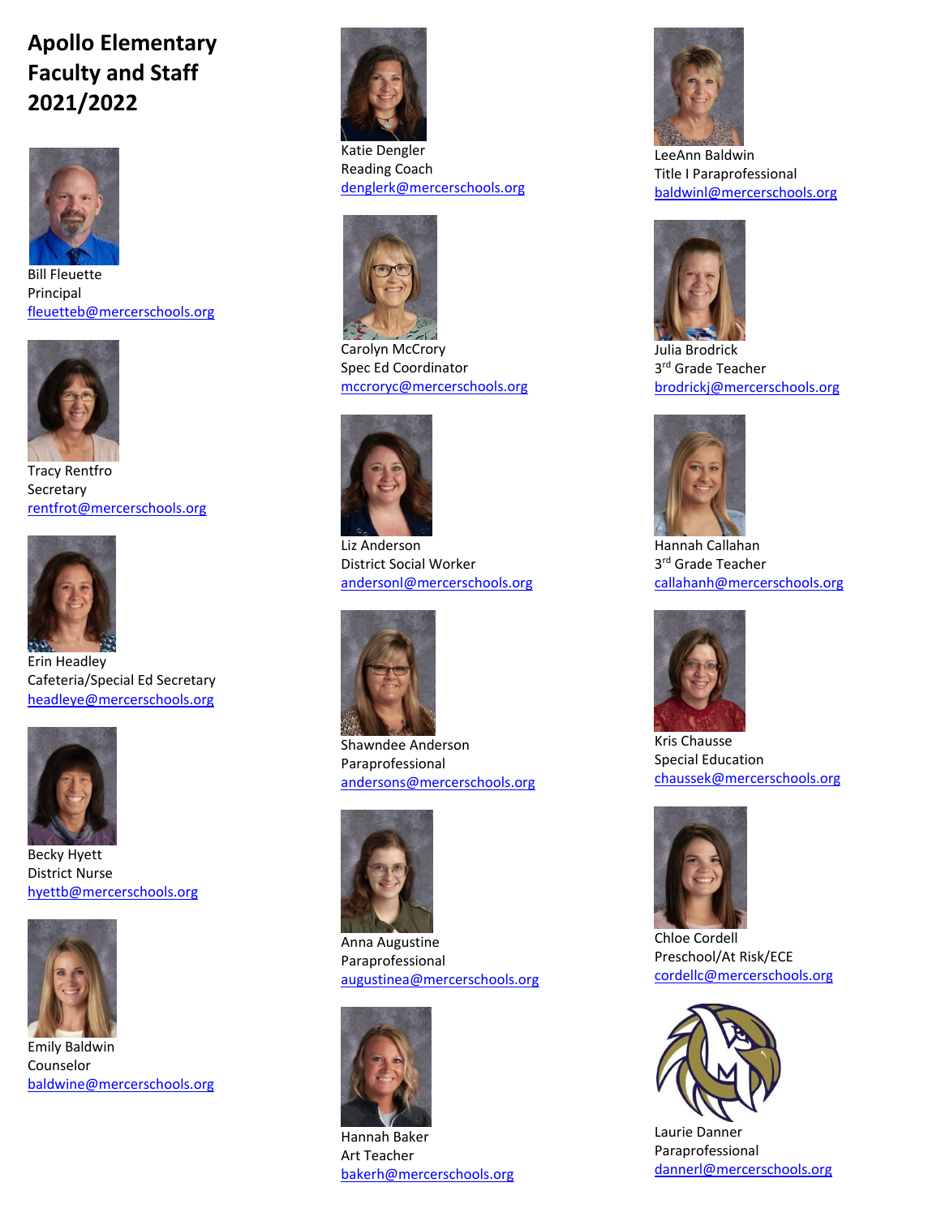# Apollo Elementary Faculty and Staff 2021/2022

Bill Fleuette
Principal
fleuetteb@mercerschools.org

Tracy Rentfro
Secretary
rentfrot@mercerschools.org

Erin Headley
Cafeteria/Special Ed Secretary
headleye@mercerschools.org

Becky Hyett
District Nurse
hyettb@mercerschools.org

Emily Baldwin
Counselor
baldwine@mercerschools.org

Katie Dengler
Reading Coach
denglerk@mercerschools.org

Carolyn McCrory
Spec Ed Coordinator
mccroryc@mercerschools.org

Liz Anderson
District Social Worker
andersonl@mercerschools.org

Shawndee Anderson
Paraprofessional
andersons@mercerschools.org

Anna Augustine
Paraprofessional
augustinea@mercerschools.org

Hannah Baker
Art Teacher
bakerh@mercerschools.org

LeeAnn Baldwin
Title I Paraprofessional
baldwinl@mercerschools.org

Julia Brodrick
3rd Grade Teacher
brodrickj@mercerschools.org

Hannah Callahan
3rd Grade Teacher
callahanh@mercerschools.org

Kris Chausse
Special Education
chaussek@mercerschools.org

Chloe Cordell
Preschool/At Risk/ECE
cordellc@mercerschools.org

Laurie Danner
Paraprofessional
dannerl@mercerschools.org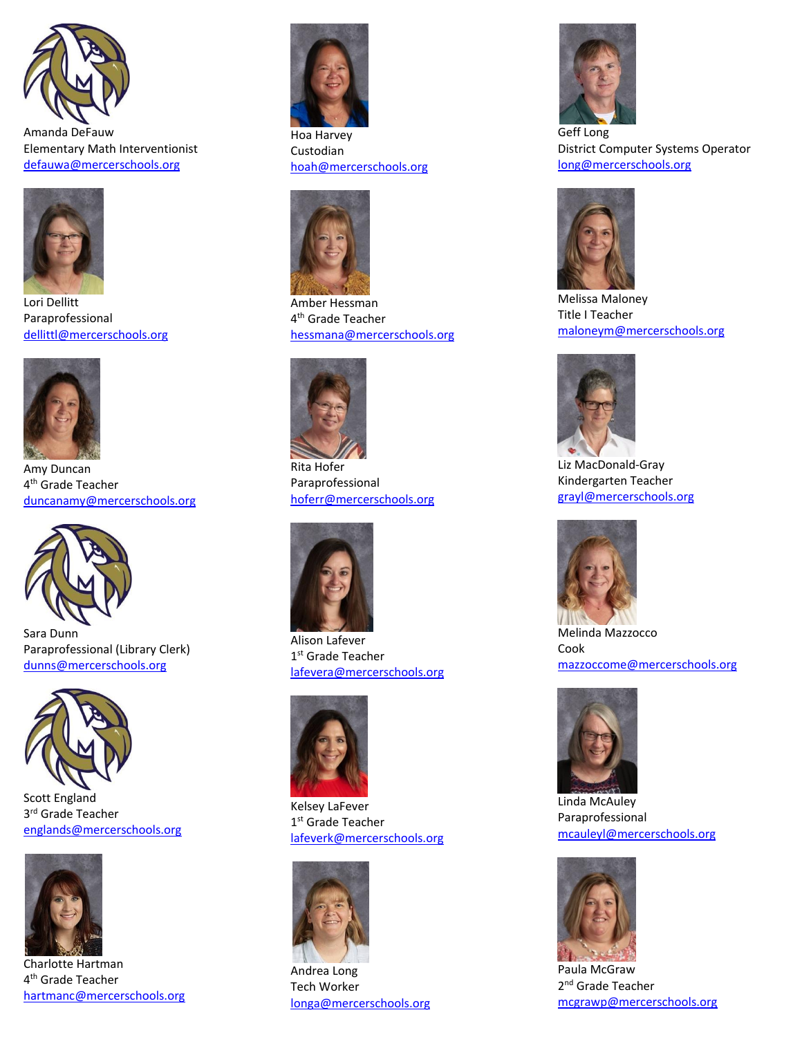Amanda DeFauw
Elementary Math Interventionist
defauwa@mercerschools.org

Lori Dellitt
Paraprofessional
dellittl@mercerschools.org

Amy Duncan
4th Grade Teacher
duncanamy@mercerschools.org

Sara Dunn
Paraprofessional (Library Clerk)
dunns@mercerschools.org

Scott England
3rd Grade Teacher
englands@mercerschools.org

Charlotte Hartman
4th Grade Teacher
hartmanc@mercerschools.org

Hoa Harvey
Custodian
hoah@mercerschools.org

Amber Hessman
4th Grade Teacher
hessmana@mercerschools.org

Rita Hofer
Paraprofessional
hoferr@mercerschools.org

Alison Lafever
1st Grade Teacher
lafevera@mercerschools.org

Kelsey LaFever
1st Grade Teacher
lafeverk@mercerschools.org

Andrea Long
Tech Worker
longa@mercerschools.org

Geff Long
District Computer Systems Operator
long@mercerschools.org

Melissa Maloney
Title I Teacher
maloneym@mercerschools.org

Liz MacDonald-Gray
Kindergarten Teacher
grayl@mercerschools.org

Melinda Mazzocco
Cook
mazzoccome@mercerschools.org

Linda McAuley
Paraprofessional
mcauleyl@mercerschools.org

Paula McGraw
2nd Grade Teacher
mcgrawp@mercerschools.org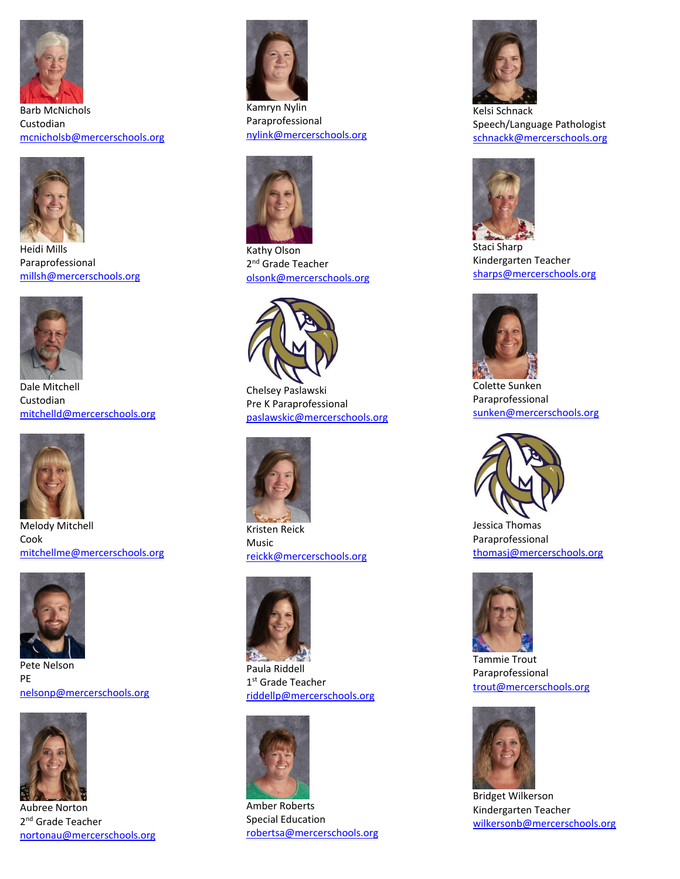Barb McNichols
Custodian
mcnicholsb@mercerschools.org

Heidi Mills
Paraprofessional
millsh@mercerschools.org

Dale Mitchell
Custodian
mitchelld@mercerschools.org

Melody Mitchell
Cook
mitchellme@mercerschools.org

Pete Nelson
PE
nelsonp@mercerschools.org

Aubree Norton
2nd Grade Teacher
nortonau@mercerschools.org

Kamryn Nylin
Paraprofessional
nylink@mercerschools.org

Kathy Olson
2nd Grade Teacher
olsonk@mercerschools.org

Chelsey Paslawski
Pre K Paraprofessional
paslawskic@mercerschools.org

Kristen Reick
Music
reickk@mercerschools.org

Paula Riddell
1st Grade Teacher
riddellp@mercerschools.org

Amber Roberts
Special Education
robertsa@mercerschools.org

Kelsi Schnack
Speech/Language Pathologist
schnackk@mercerschools.org

Staci Sharp
Kindergarten Teacher
sharps@mercerschools.org

Colette Sunken
Paraprofessional
sunken@mercerschools.org

Jessica Thomas
Paraprofessional
thomasj@mercerschools.org

Tammie Trout
Paraprofessional
trout@mercerschools.org

Bridget Wilkerson
Kindergarten Teacher
wilkersonb@mercerschools.org